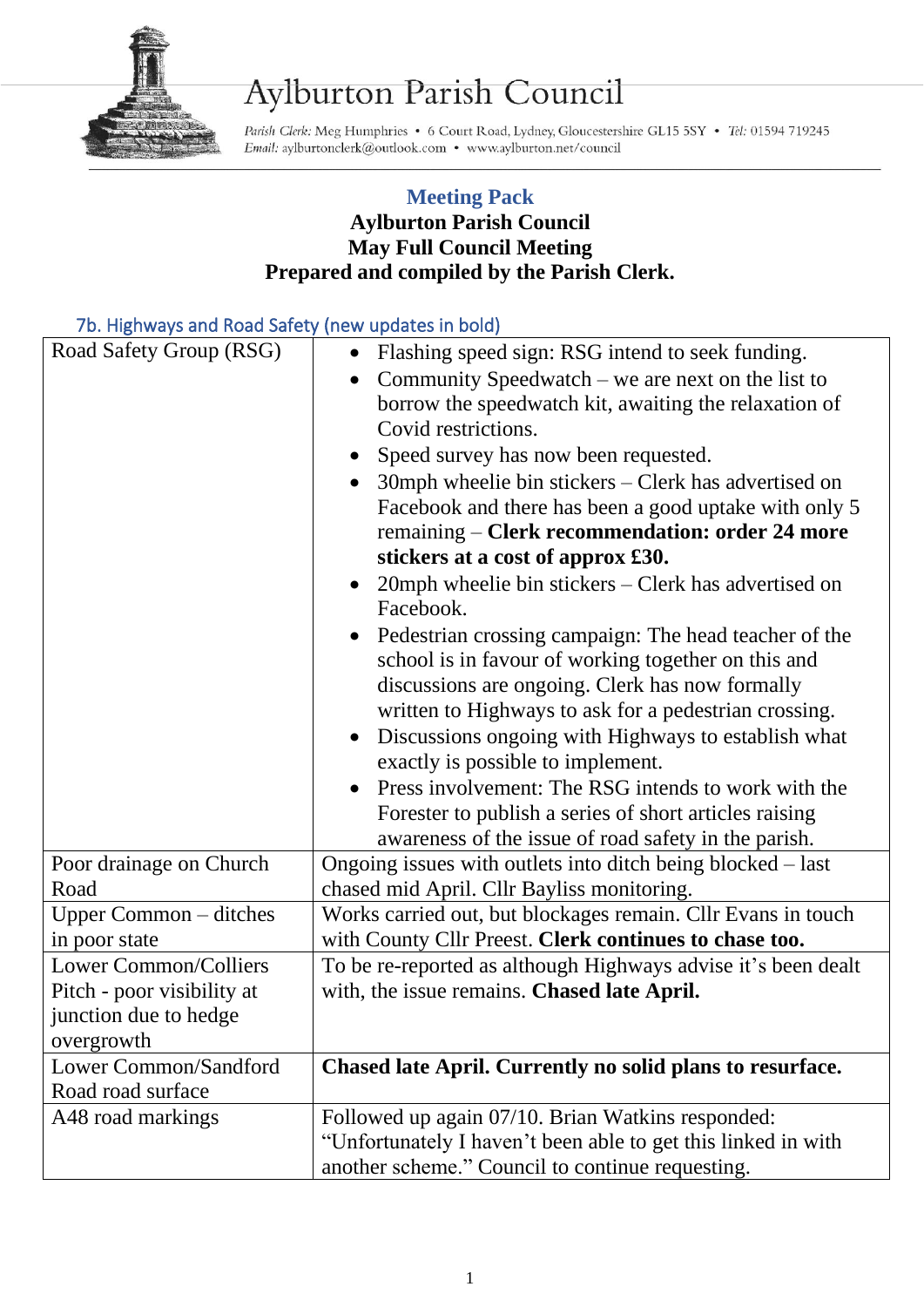# Aylburton Parish Council

*Parish Clerk:* Meg Humphries • 6 Court Road, Lydney, Gloucestershire GL15 5SY • *Tel:* 01594 719245
*Email:* aylburtonclerk@outlook.com • www.aylburton.net/council

**Meeting Pack**
**Aylburton Parish Council**
**May Full Council Meeting**
**Prepared and compiled by the Parish Clerk.**

## 7b. Highways and Road Safety (new updates in bold)

| | |
|---|---|
| Road Safety Group (RSG) | • Flashing speed sign: RSG intend to seek funding.<br>• Community Speedwatch – we are next on the list to borrow the speedwatch kit, awaiting the relaxation of Covid restrictions.<br>• Speed survey has now been requested.<br>• 30mph wheelie bin stickers – Clerk has advertised on Facebook and there has been a good uptake with only 5 remaining – **Clerk recommendation: order 24 more stickers at a cost of approx £30.**<br>• 20mph wheelie bin stickers – Clerk has advertised on Facebook.<br>• Pedestrian crossing campaign: The head teacher of the school is in favour of working together on this and discussions are ongoing. Clerk has now formally written to Highways to ask for a pedestrian crossing.<br>• Discussions ongoing with Highways to establish what exactly is possible to implement.<br>• Press involvement: The RSG intends to work with the Forester to publish a series of short articles raising awareness of the issue of road safety in the parish. |
| Poor drainage on Church Road | Ongoing issues with outlets into ditch being blocked – last chased mid April. Cllr Bayliss monitoring. |
| Upper Common – ditches in poor state | Works carried out, but blockages remain. Cllr Evans in touch with County Cllr Preest. **Clerk continues to chase too.** |
| Lower Common/Colliers Pitch - poor visibility at junction due to hedge overgrowth | To be re-reported as although Highways advise it's been dealt with, the issue remains. **Chased late April.** |
| Lower Common/Sandford Road road surface | **Chased late April. Currently no solid plans to resurface.** |
| A48 road markings | Followed up again 07/10. Brian Watkins responded: "Unfortunately I haven't been able to get this linked in with another scheme." Council to continue requesting. |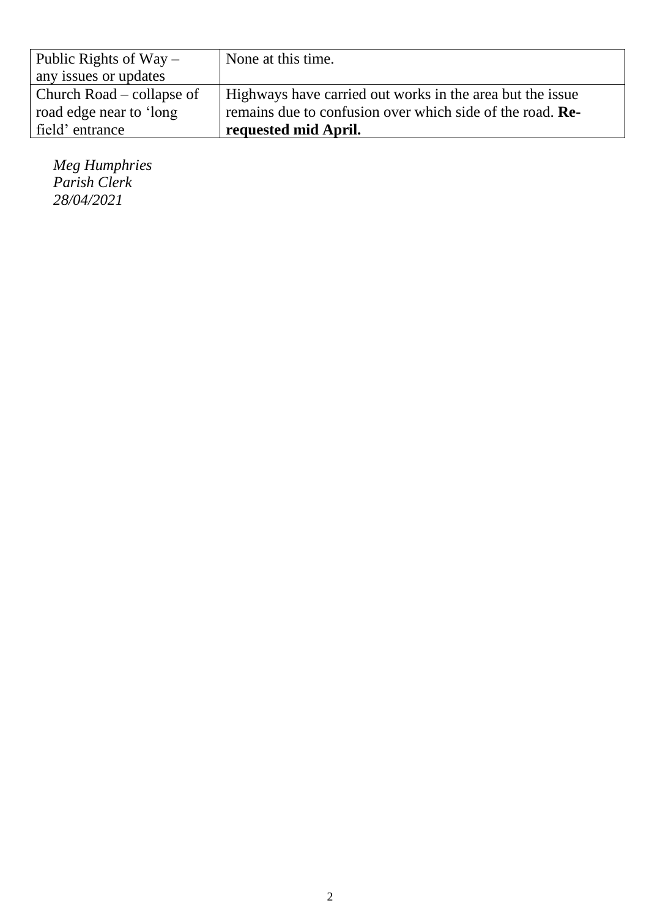| | |
|---|---|
| Public Rights of Way – any issues or updates | None at this time. |
| Church Road – collapse of road edge near to 'long field' entrance | Highways have carried out works in the area but the issue remains due to confusion over which side of the road. **Re-requested mid April.** |

*Meg Humphries*
*Parish Clerk*
*28/04/2021*